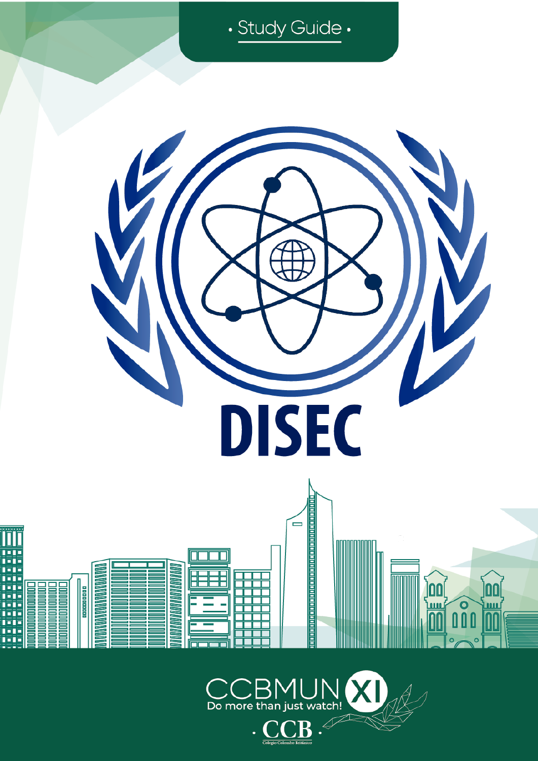• Study Guide •

# DISEC

CCBMUN XI

Do more than just watch!

· CCB ·

Colegio Colombo Británico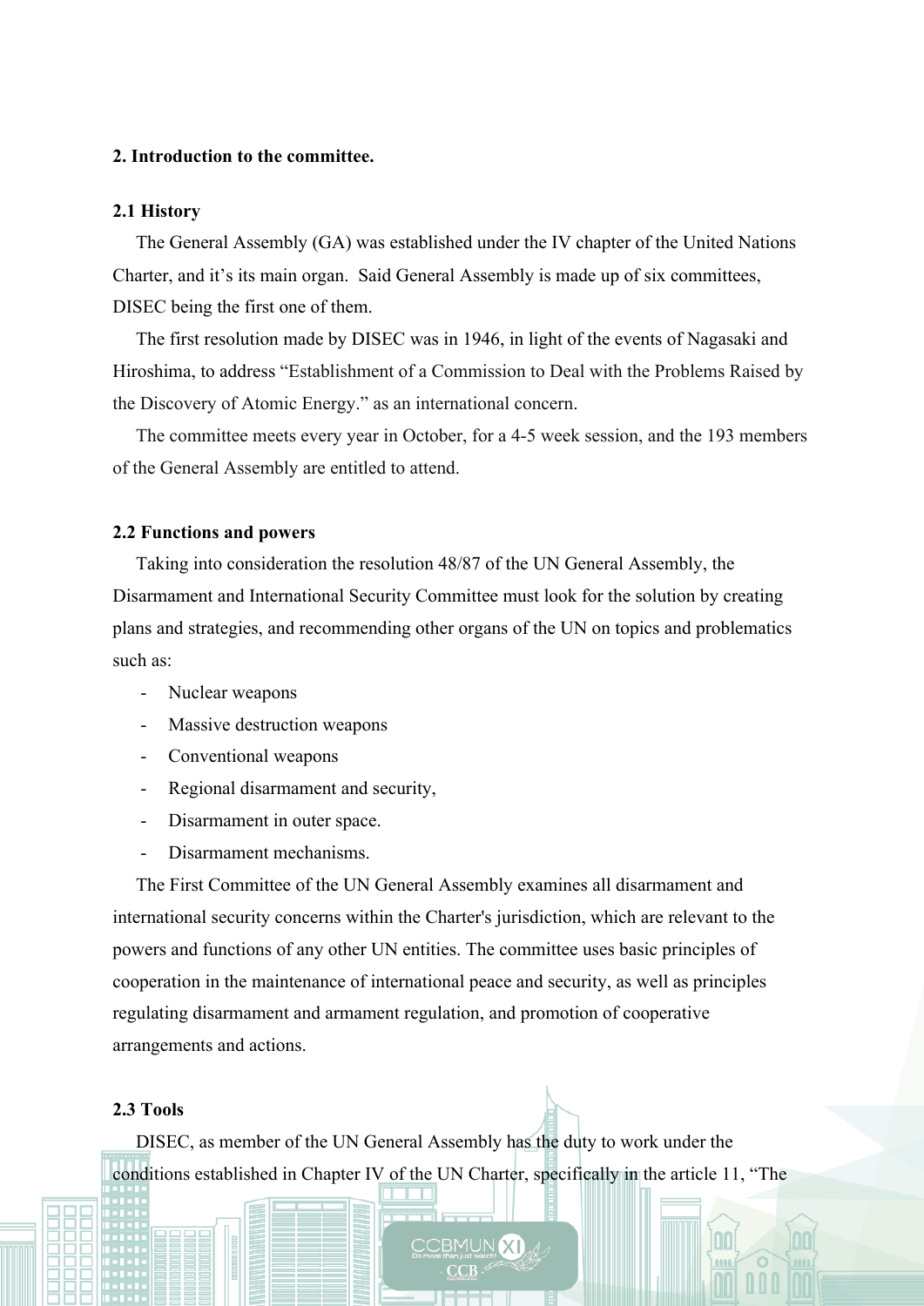## 2. Introduction to the committee.

### 2.1 History

The General Assembly (GA) was established under the IV chapter of the United Nations Charter, and it's its main organ. Said General Assembly is made up of six committees, DISEC being the first one of them.

The first resolution made by DISEC was in 1946, in light of the events of Nagasaki and Hiroshima, to address "Establishment of a Commission to Deal with the Problems Raised by the Discovery of Atomic Energy." as an international concern.

The committee meets every year in October, for a 4-5 week session, and the 193 members of the General Assembly are entitled to attend.

### 2.2 Functions and powers

Taking into consideration the resolution 48/87 of the UN General Assembly, the Disarmament and International Security Committee must look for the solution by creating plans and strategies, and recommending other organs of the UN on topics and problematics such as:

- Nuclear weapons
- Massive destruction weapons
- Conventional weapons
- Regional disarmament and security,
- Disarmament in outer space.
- Disarmament mechanisms.

The First Committee of the UN General Assembly examines all disarmament and international security concerns within the Charter's jurisdiction, which are relevant to the powers and functions of any other UN entities. The committee uses basic principles of cooperation in the maintenance of international peace and security, as well as principles regulating disarmament and armament regulation, and promotion of cooperative arrangements and actions.

### 2.3 Tools

DISEC, as member of the UN General Assembly has the duty to work under the conditions established in Chapter IV of the UN Charter, specifically in the article 11, "The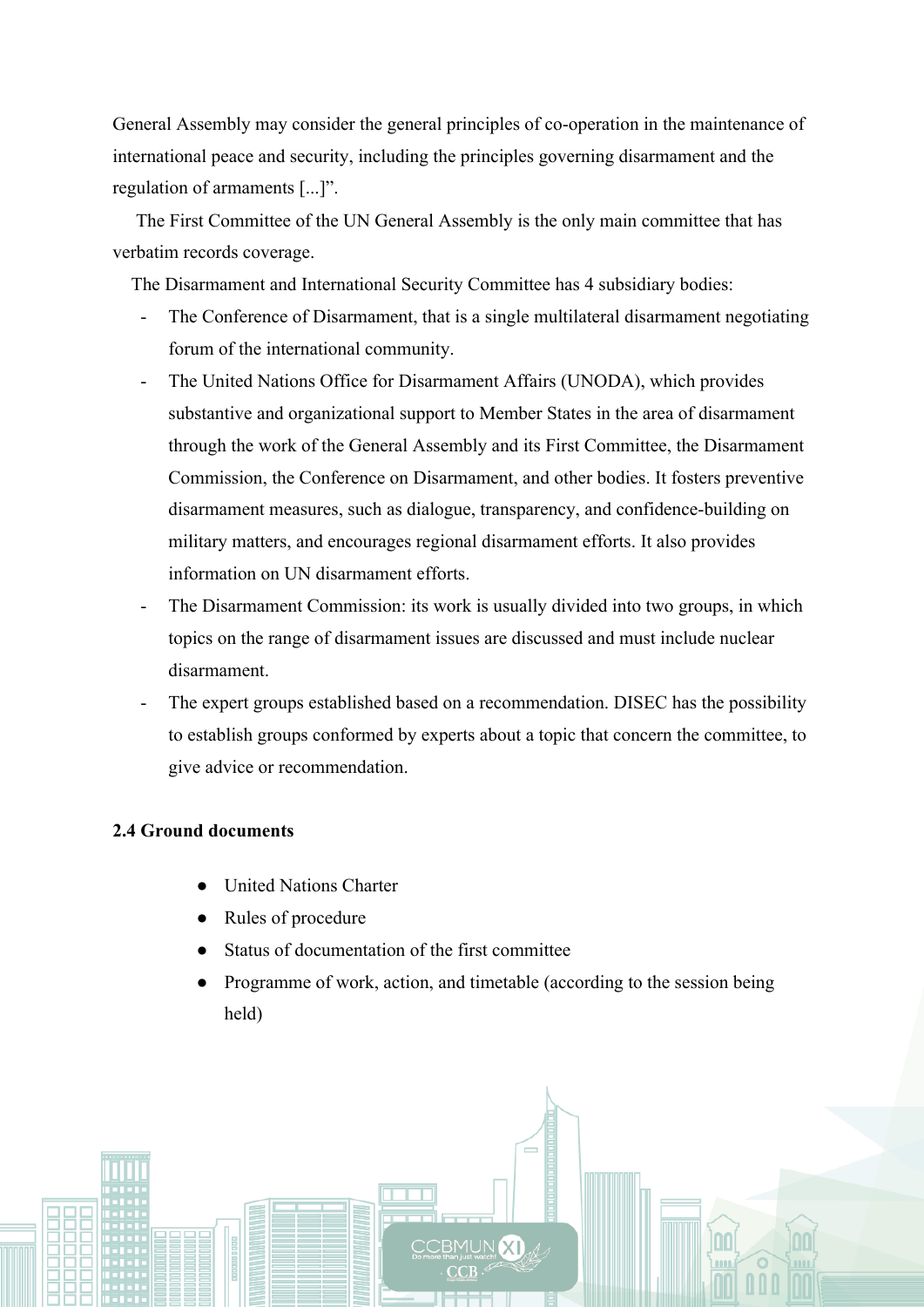General Assembly may consider the general principles of co-operation in the maintenance of international peace and security, including the principles governing disarmament and the regulation of armaments [...]".

The First Committee of the UN General Assembly is the only main committee that has verbatim records coverage.

The Disarmament and International Security Committee has 4 subsidiary bodies:

- The Conference of Disarmament, that is a single multilateral disarmament negotiating forum of the international community.
- The United Nations Office for Disarmament Affairs (UNODA), which provides substantive and organizational support to Member States in the area of disarmament through the work of the General Assembly and its First Committee, the Disarmament Commission, the Conference on Disarmament, and other bodies. It fosters preventive disarmament measures, such as dialogue, transparency, and confidence-building on military matters, and encourages regional disarmament efforts. It also provides information on UN disarmament efforts.
- The Disarmament Commission: its work is usually divided into two groups, in which topics on the range of disarmament issues are discussed and must include nuclear disarmament.
- The expert groups established based on a recommendation. DISEC has the possibility to establish groups conformed by experts about a topic that concern the committee, to give advice or recommendation.

**2.4 Ground documents**

- United Nations Charter
- Rules of procedure
- Status of documentation of the first committee
- Programme of work, action, and timetable (according to the session being held)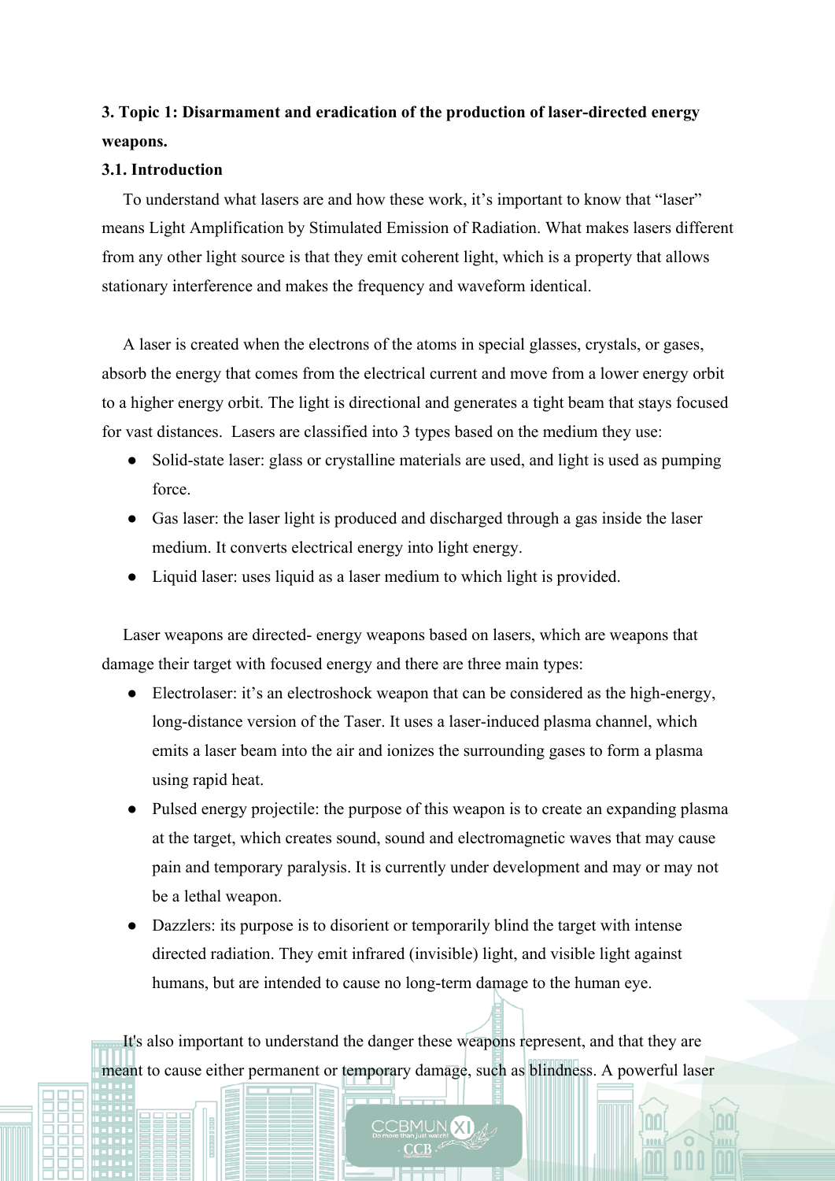**3. Topic 1: Disarmament and eradication of the production of laser-directed energy weapons.**

**3.1. Introduction**

To understand what lasers are and how these work, it's important to know that "laser" means Light Amplification by Stimulated Emission of Radiation. What makes lasers different from any other light source is that they emit coherent light, which is a property that allows stationary interference and makes the frequency and waveform identical.

A laser is created when the electrons of the atoms in special glasses, crystals, or gases, absorb the energy that comes from the electrical current and move from a lower energy orbit to a higher energy orbit. The light is directional and generates a tight beam that stays focused for vast distances. Lasers are classified into 3 types based on the medium they use:

- Solid-state laser: glass or crystalline materials are used, and light is used as pumping force.
- Gas laser: the laser light is produced and discharged through a gas inside the laser medium. It converts electrical energy into light energy.
- Liquid laser: uses liquid as a laser medium to which light is provided.

Laser weapons are directed- energy weapons based on lasers, which are weapons that damage their target with focused energy and there are three main types:

- Electrolaser: it's an electroshock weapon that can be considered as the high-energy, long-distance version of the Taser. It uses a laser-induced plasma channel, which emits a laser beam into the air and ionizes the surrounding gases to form a plasma using rapid heat.
- Pulsed energy projectile: the purpose of this weapon is to create an expanding plasma at the target, which creates sound, sound and electromagnetic waves that may cause pain and temporary paralysis. It is currently under development and may or may not be a lethal weapon.
- Dazzlers: its purpose is to disorient or temporarily blind the target with intense directed radiation. They emit infrared (invisible) light, and visible light against humans, but are intended to cause no long-term damage to the human eye.

It's also important to understand the danger these weapons represent, and that they are meant to cause either permanent or temporary damage, such as blindness. A powerful laser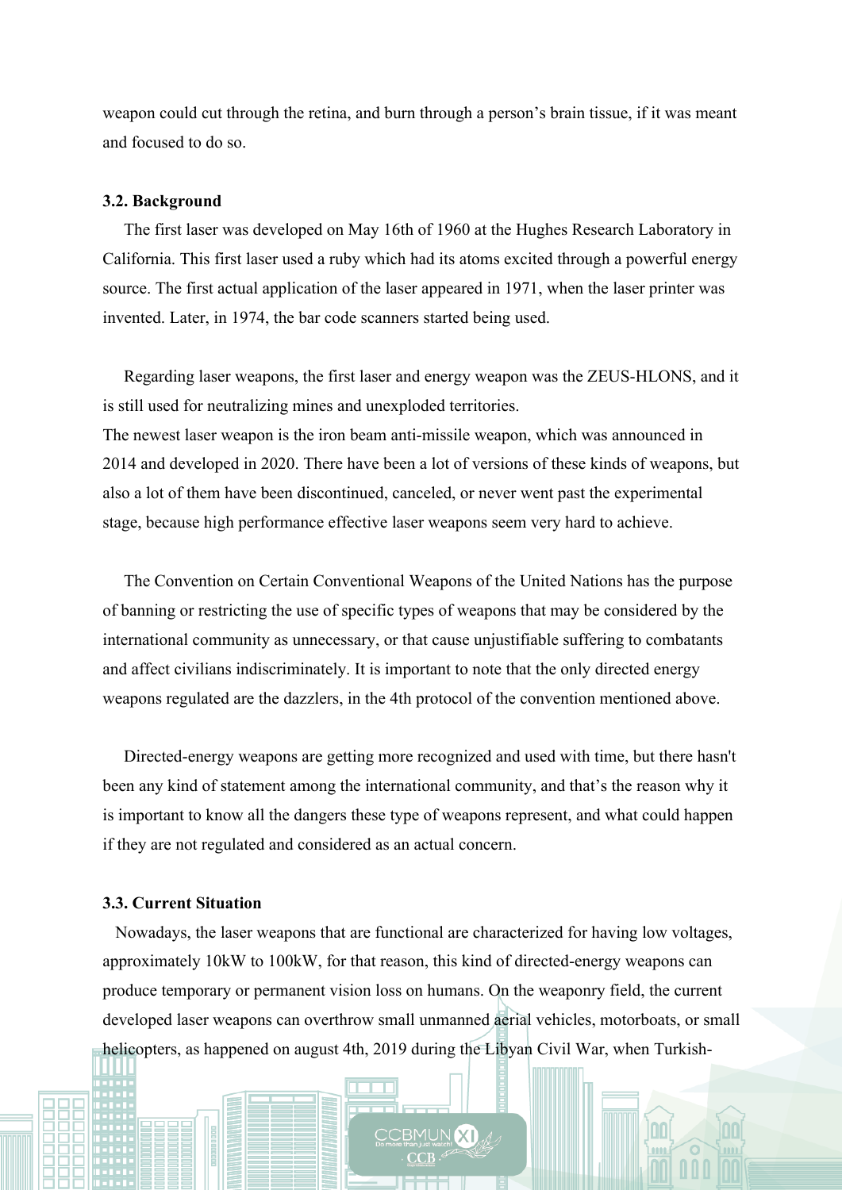weapon could cut through the retina, and burn through a person's brain tissue, if it was meant and focused to do so.

### 3.2. Background

The first laser was developed on May 16th of 1960 at the Hughes Research Laboratory in California. This first laser used a ruby which had its atoms excited through a powerful energy source. The first actual application of the laser appeared in 1971, when the laser printer was invented. Later, in 1974, the bar code scanners started being used.

Regarding laser weapons, the first laser and energy weapon was the ZEUS-HLONS, and it is still used for neutralizing mines and unexploded territories.
The newest laser weapon is the iron beam anti-missile weapon, which was announced in 2014 and developed in 2020. There have been a lot of versions of these kinds of weapons, but also a lot of them have been discontinued, canceled, or never went past the experimental stage, because high performance effective laser weapons seem very hard to achieve.

The Convention on Certain Conventional Weapons of the United Nations has the purpose of banning or restricting the use of specific types of weapons that may be considered by the international community as unnecessary, or that cause unjustifiable suffering to combatants and affect civilians indiscriminately. It is important to note that the only directed energy weapons regulated are the dazzlers, in the 4th protocol of the convention mentioned above.

Directed-energy weapons are getting more recognized and used with time, but there hasn't been any kind of statement among the international community, and that's the reason why it is important to know all the dangers these type of weapons represent, and what could happen if they are not regulated and considered as an actual concern.

### 3.3. Current Situation

Nowadays, the laser weapons that are functional are characterized for having low voltages, approximately 10kW to 100kW, for that reason, this kind of directed-energy weapons can produce temporary or permanent vision loss on humans. On the weaponry field, the current developed laser weapons can overthrow small unmanned aerial vehicles, motorboats, or small helicopters, as happened on august 4th, 2019 during the Libyan Civil War, when Turkish-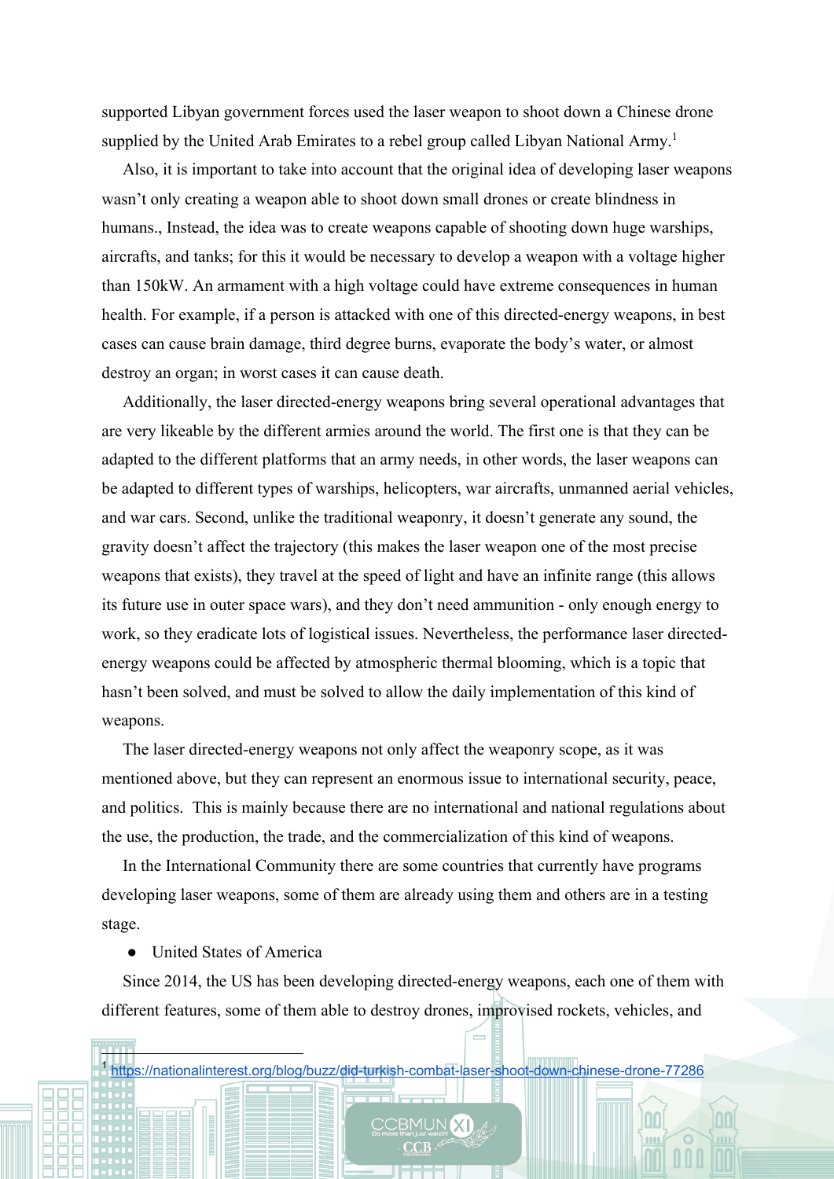supported Libyan government forces used the laser weapon to shoot down a Chinese drone supplied by the United Arab Emirates to a rebel group called Libyan National Army.[1]

Also, it is important to take into account that the original idea of developing laser weapons wasn't only creating a weapon able to shoot down small drones or create blindness in humans., Instead, the idea was to create weapons capable of shooting down huge warships, aircrafts, and tanks; for this it would be necessary to develop a weapon with a voltage higher than 150kW. An armament with a high voltage could have extreme consequences in human health. For example, if a person is attacked with one of this directed-energy weapons, in best cases can cause brain damage, third degree burns, evaporate the body's water, or almost destroy an organ; in worst cases it can cause death.

Additionally, the laser directed-energy weapons bring several operational advantages that are very likeable by the different armies around the world. The first one is that they can be adapted to the different platforms that an army needs, in other words, the laser weapons can be adapted to different types of warships, helicopters, war aircrafts, unmanned aerial vehicles, and war cars. Second, unlike the traditional weaponry, it doesn't generate any sound, the gravity doesn't affect the trajectory (this makes the laser weapon one of the most precise weapons that exists), they travel at the speed of light and have an infinite range (this allows its future use in outer space wars), and they don't need ammunition - only enough energy to work, so they eradicate lots of logistical issues. Nevertheless, the performance laser directed-energy weapons could be affected by atmospheric thermal blooming, which is a topic that hasn't been solved, and must be solved to allow the daily implementation of this kind of weapons.

The laser directed-energy weapons not only affect the weaponry scope, as it was mentioned above, but they can represent an enormous issue to international security, peace, and politics.  This is mainly because there are no international and national regulations about the use, the production, the trade, and the commercialization of this kind of weapons.

In the International Community there are some countries that currently have programs developing laser weapons, some of them are already using them and others are in a testing stage.

- United States of America

Since 2014, the US has been developing directed-energy weapons, each one of them with different features, some of them able to destroy drones, improvised rockets, vehicles, and

[1] https://nationalinterest.org/blog/buzz/did-turkish-combat-laser-shoot-down-chinese-drone-77286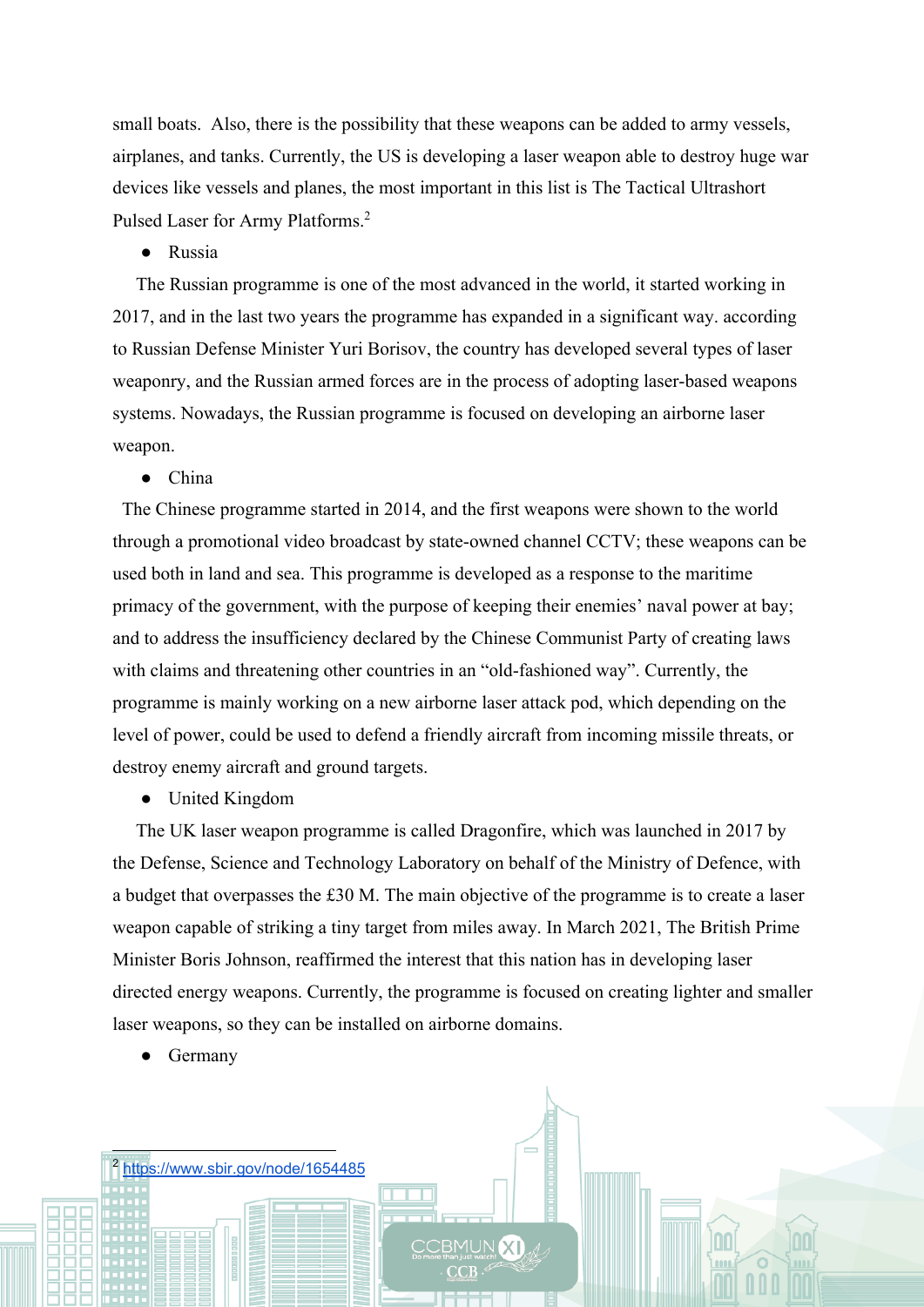small boats. Also, there is the possibility that these weapons can be added to army vessels, airplanes, and tanks. Currently, the US is developing a laser weapon able to destroy huge war devices like vessels and planes, the most important in this list is The Tactical Ultrashort Pulsed Laser for Army Platforms.[2]

- Russia

The Russian programme is one of the most advanced in the world, it started working in 2017, and in the last two years the programme has expanded in a significant way. according to Russian Defense Minister Yuri Borisov, the country has developed several types of laser weaponry, and the Russian armed forces are in the process of adopting laser-based weapons systems. Nowadays, the Russian programme is focused on developing an airborne laser weapon.

- China

The Chinese programme started in 2014, and the first weapons were shown to the world through a promotional video broadcast by state-owned channel CCTV; these weapons can be used both in land and sea. This programme is developed as a response to the maritime primacy of the government, with the purpose of keeping their enemies' naval power at bay; and to address the insufficiency declared by the Chinese Communist Party of creating laws with claims and threatening other countries in an "old-fashioned way". Currently, the programme is mainly working on a new airborne laser attack pod, which depending on the level of power, could be used to defend a friendly aircraft from incoming missile threats, or destroy enemy aircraft and ground targets.

- United Kingdom

The UK laser weapon programme is called Dragonfire, which was launched in 2017 by the Defense, Science and Technology Laboratory on behalf of the Ministry of Defence, with a budget that overpasses the £30 M. The main objective of the programme is to create a laser weapon capable of striking a tiny target from miles away. In March 2021, The British Prime Minister Boris Johnson, reaffirmed the interest that this nation has in developing laser directed energy weapons. Currently, the programme is focused on creating lighter and smaller laser weapons, so they can be installed on airborne domains.

- Germany

[2] https://www.sbir.gov/node/1654485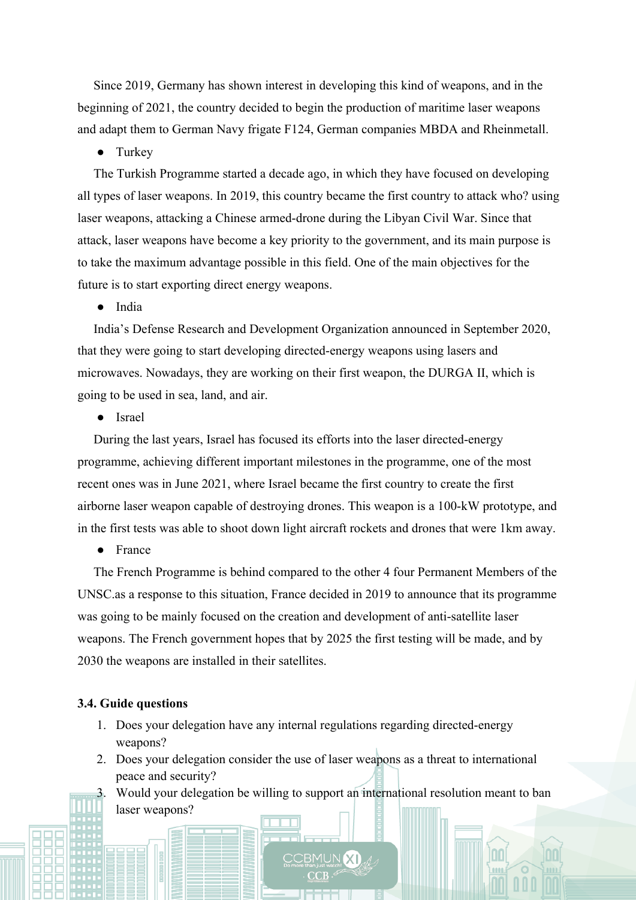Since 2019, Germany has shown interest in developing this kind of weapons, and in the beginning of 2021, the country decided to begin the production of maritime laser weapons and adapt them to German Navy frigate F124, German companies MBDA and Rheinmetall.

- Turkey

The Turkish Programme started a decade ago, in which they have focused on developing all types of laser weapons. In 2019, this country became the first country to attack who? using laser weapons, attacking a Chinese armed-drone during the Libyan Civil War. Since that attack, laser weapons have become a key priority to the government, and its main purpose is to take the maximum advantage possible in this field. One of the main objectives for the future is to start exporting direct energy weapons.

- India

India's Defense Research and Development Organization announced in September 2020, that they were going to start developing directed-energy weapons using lasers and microwaves. Nowadays, they are working on their first weapon, the DURGA II, which is going to be used in sea, land, and air.

- Israel

During the last years, Israel has focused its efforts into the laser directed-energy programme, achieving different important milestones in the programme, one of the most recent ones was in June 2021, where Israel became the first country to create the first airborne laser weapon capable of destroying drones. This weapon is a 100-kW prototype, and in the first tests was able to shoot down light aircraft rockets and drones that were 1km away.

- France

The French Programme is behind compared to the other 4 four Permanent Members of the UNSC.as a response to this situation, France decided in 2019 to announce that its programme was going to be mainly focused on the creation and development of anti-satellite laser weapons. The French government hopes that by 2025 the first testing will be made, and by 2030 the weapons are installed in their satellites.

**3.4. Guide questions**

1. Does your delegation have any internal regulations regarding directed-energy weapons?
2. Does your delegation consider the use of laser weapons as a threat to international peace and security?
3. Would your delegation be willing to support an international resolution meant to ban laser weapons?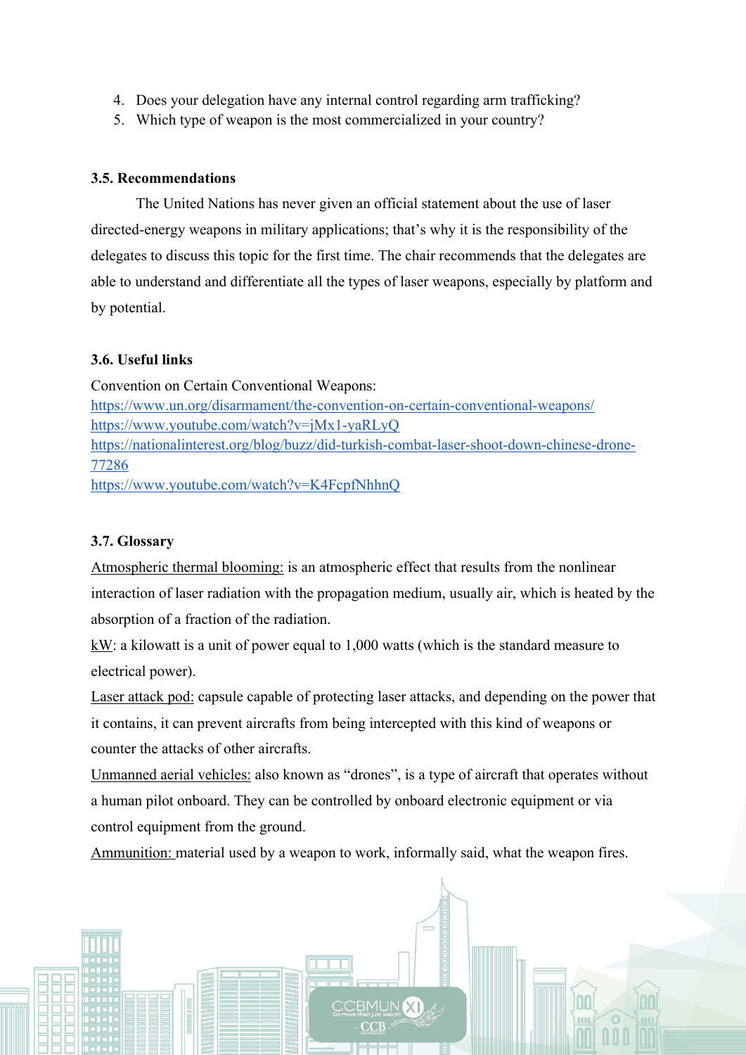4. Does your delegation have any internal control regarding arm trafficking?
5. Which type of weapon is the most commercialized in your country?

### 3.5. Recommendations

The United Nations has never given an official statement about the use of laser directed-energy weapons in military applications; that's why it is the responsibility of the delegates to discuss this topic for the first time. The chair recommends that the delegates are able to understand and differentiate all the types of laser weapons, especially by platform and by potential.

### 3.6. Useful links

Convention on Certain Conventional Weapons:
https://www.un.org/disarmament/the-convention-on-certain-conventional-weapons/
https://www.youtube.com/watch?v=jMx1-yaRLyQ
https://nationalinterest.org/blog/buzz/did-turkish-combat-laser-shoot-down-chinese-drone-77286
https://www.youtube.com/watch?v=K4FcpfNhhnQ

### 3.7. Glossary

Atmospheric thermal blooming: is an atmospheric effect that results from the nonlinear interaction of laser radiation with the propagation medium, usually air, which is heated by the absorption of a fraction of the radiation.

kW: a kilowatt is a unit of power equal to 1,000 watts (which is the standard measure to electrical power).

Laser attack pod: capsule capable of protecting laser attacks, and depending on the power that it contains, it can prevent aircrafts from being intercepted with this kind of weapons or counter the attacks of other aircrafts.

Unmanned aerial vehicles: also known as "drones", is a type of aircraft that operates without a human pilot onboard. They can be controlled by onboard electronic equipment or via control equipment from the ground.

Ammunition: material used by a weapon to work, informally said, what the weapon fires.